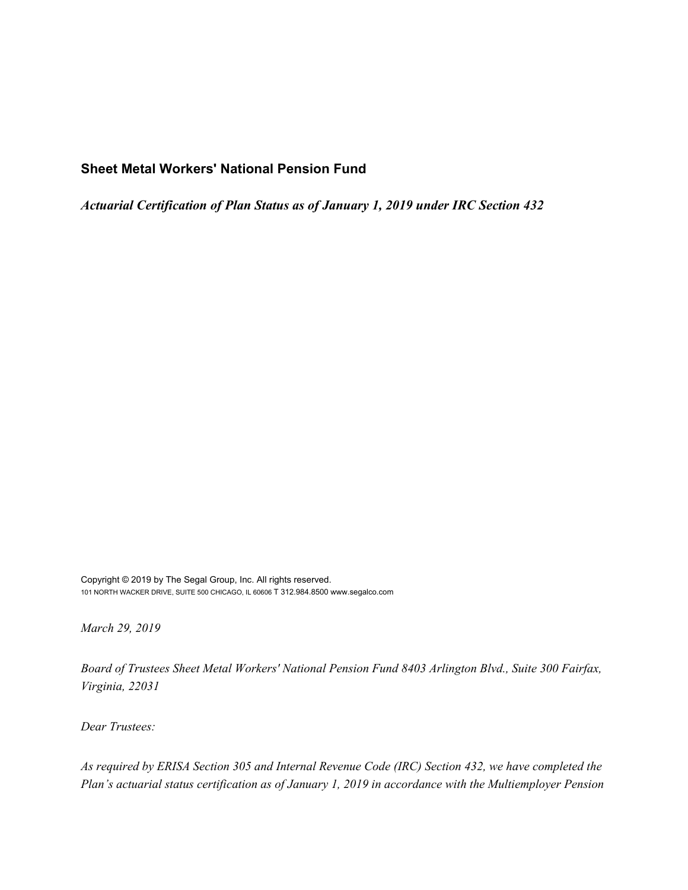**Sheet Metal Workers' National Pension Fund**

***Actuarial Certification of Plan Status as of January 1, 2019 under IRC Section 432***

Copyright © 2019 by The Segal Group, Inc. All rights reserved.
101 NORTH WACKER DRIVE, SUITE 500 CHICAGO, IL 60606 T 312.984.8500 www.segalco.com

*March 29, 2019*

*Board of Trustees Sheet Metal Workers' National Pension Fund 8403 Arlington Blvd., Suite 300 Fairfax, Virginia, 22031*

*Dear Trustees:*

*As required by ERISA Section 305 and Internal Revenue Code (IRC) Section 432, we have completed the Plan's actuarial status certification as of January 1, 2019 in accordance with the Multiemployer Pension*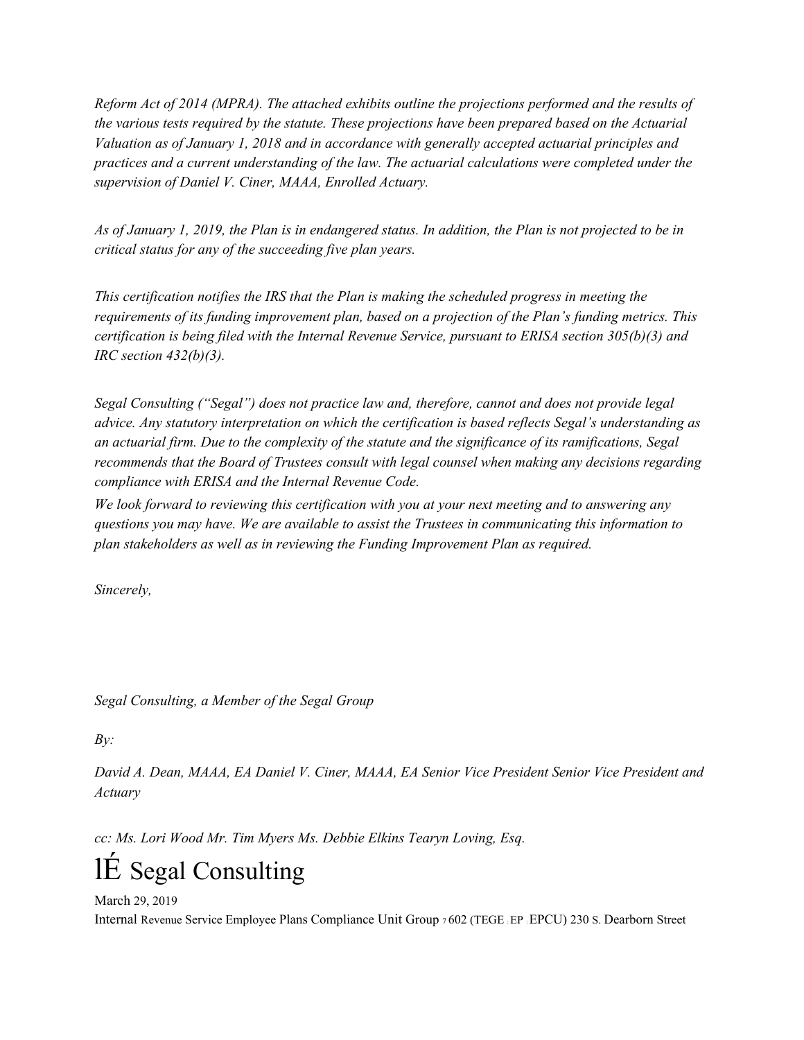*Reform Act of 2014 (MPRA). The attached exhibits outline the projections performed and the results of the various tests required by the statute. These projections have been prepared based on the Actuarial Valuation as of January 1, 2018 and in accordance with generally accepted actuarial principles and practices and a current understanding of the law. The actuarial calculations were completed under the supervision of Daniel V. Ciner, MAAA, Enrolled Actuary.*

*As of January 1, 2019, the Plan is in endangered status. In addition, the Plan is not projected to be in critical status for any of the succeeding five plan years.*

*This certification notifies the IRS that the Plan is making the scheduled progress in meeting the requirements of its funding improvement plan, based on a projection of the Plan's funding metrics. This certification is being filed with the Internal Revenue Service, pursuant to ERISA section 305(b)(3) and IRC section 432(b)(3).*

*Segal Consulting ("Segal") does not practice law and, therefore, cannot and does not provide legal advice. Any statutory interpretation on which the certification is based reflects Segal's understanding as an actuarial firm. Due to the complexity of the statute and the significance of its ramifications, Segal recommends that the Board of Trustees consult with legal counsel when making any decisions regarding compliance with ERISA and the Internal Revenue Code.*

*We look forward to reviewing this certification with you at your next meeting and to answering any questions you may have. We are available to assist the Trustees in communicating this information to plan stakeholders as well as in reviewing the Funding Improvement Plan as required.*

*Sincerely,*

*Segal Consulting, a Member of the Segal Group*

*By:*

*David A. Dean, MAAA, EA Daniel V. Ciner, MAAA, EA Senior Vice President Senior Vice President and Actuary*

*cc: Ms. Lori Wood Mr. Tim Myers Ms. Debbie Elkins Tearyn Loving, Esq.*

# lÉ Segal Consulting

March 29, 2019

Internal Revenue Service Employee Plans Compliance Unit Group 7602 (TEGE : EP : EPCU) 230 S. Dearborn Street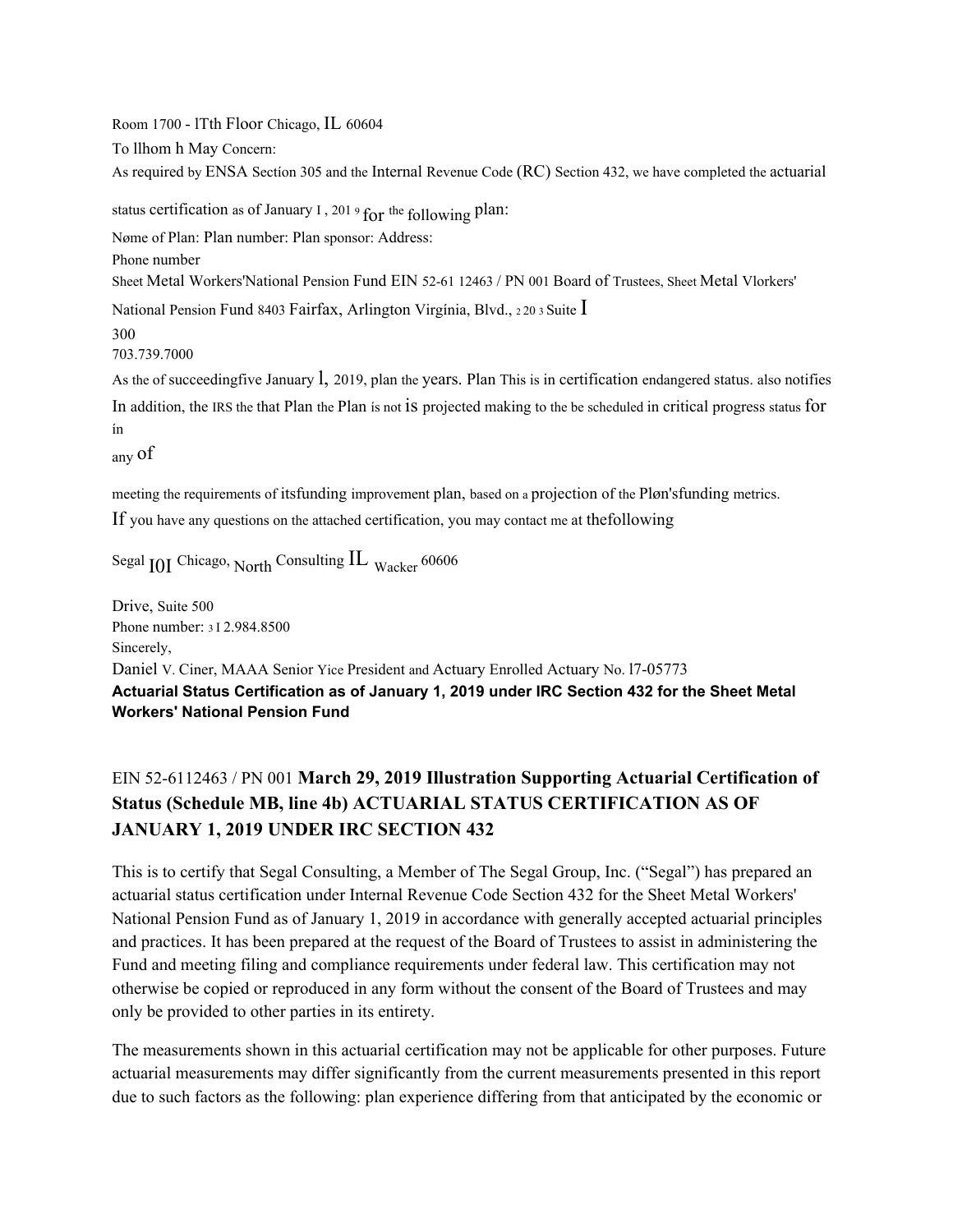Room 1700 - lTth Floor Chicago, IL 60604

To llhom h May Concern:

As required by ENSA Sectíon 305 and the Internal Revenue Code (RC) Section 432, we have completed the actuarial

status certification as of January I , 201 9 for the following plan:

Nøme of Plan: Plan number: Plan sponsor: Address:

Phone number

Sheet Metal Workers'National Pension Fund EIN 52-61 12463 / PN 001 Board of Trustees, Sheet Metal Vlorkers'

National Pension Fund 8403 Fairfax, Arlington Virgínia, Blvd., 2 20 3 Suite I

300

703.739.7000

As the of succeedingfive January l, 2019, plan the years. Plan This is in certification endangered status. also notifies

In addition, the IRS the that Plan the Plan ís not is projected making to the be scheduled in critical progress status for in

any of

meeting the requirements of itsfunding improvement plan, based on a projection of the Pløn'sfunding metrics.

If you have any questions on the attached certification, you may contact me at thefollowing

Segal I0I Chicago, North Consulting IL Wacker 60606

Drive, Suite 500

Phone number: 3 I 2.984.8500

Sincerely,

Daniel V. Ciner, MAAA Senior Yice President and Actuary Enrolled Actuary No. l7-05773

**Actuarial Status Certification as of January 1, 2019 under IRC Section 432 for the Sheet Metal Workers' National Pension Fund**

EIN 52-6112463 / PN 001 **March 29, 2019 Illustration Supporting Actuarial Certification of Status (Schedule MB, line 4b) ACTUARIAL STATUS CERTIFICATION AS OF JANUARY 1, 2019 UNDER IRC SECTION 432**

This is to certify that Segal Consulting, a Member of The Segal Group, Inc. ("Segal") has prepared an actuarial status certification under Internal Revenue Code Section 432 for the Sheet Metal Workers' National Pension Fund as of January 1, 2019 in accordance with generally accepted actuarial principles and practices. It has been prepared at the request of the Board of Trustees to assist in administering the Fund and meeting filing and compliance requirements under federal law. This certification may not otherwise be copied or reproduced in any form without the consent of the Board of Trustees and may only be provided to other parties in its entirety.

The measurements shown in this actuarial certification may not be applicable for other purposes. Future actuarial measurements may differ significantly from the current measurements presented in this report due to such factors as the following: plan experience differing from that anticipated by the economic or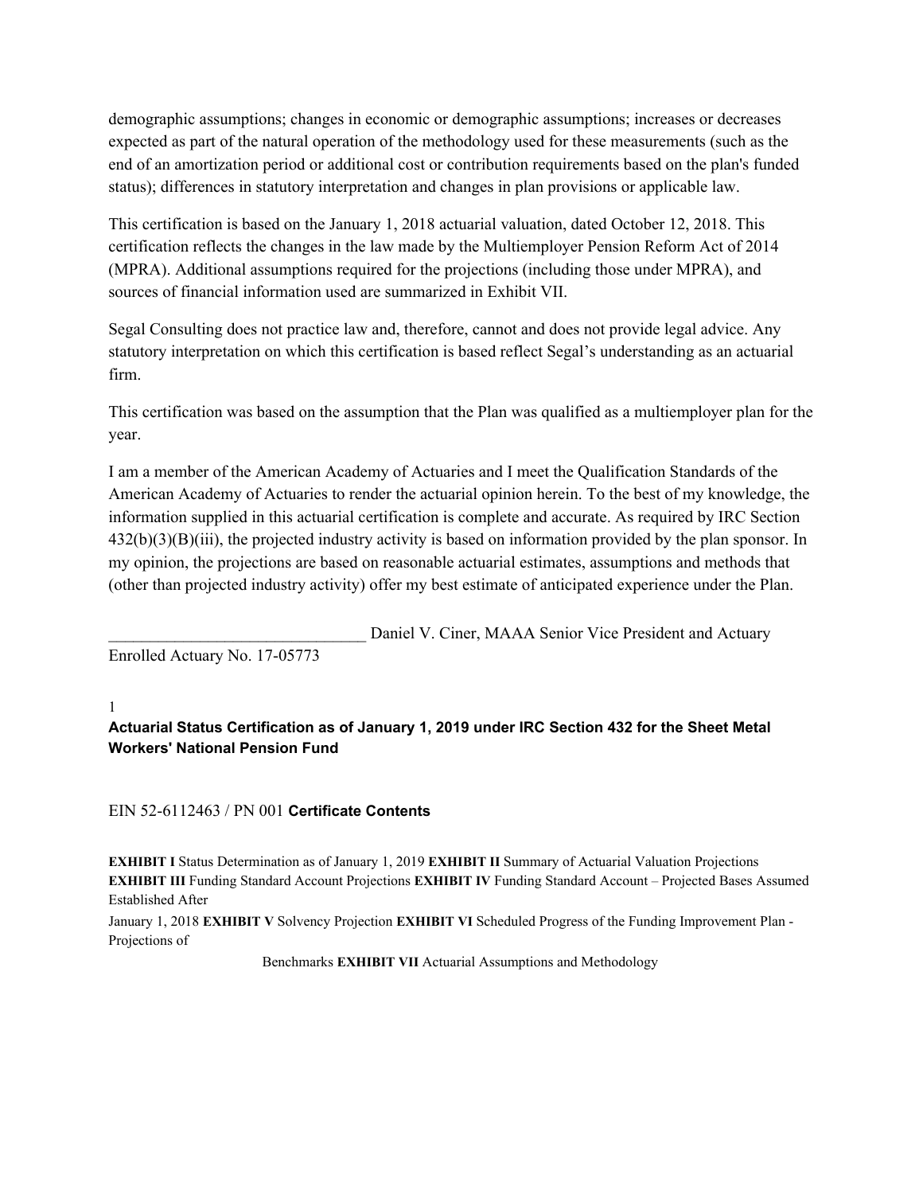demographic assumptions; changes in economic or demographic assumptions; increases or decreases expected as part of the natural operation of the methodology used for these measurements (such as the end of an amortization period or additional cost or contribution requirements based on the plan's funded status); differences in statutory interpretation and changes in plan provisions or applicable law.

This certification is based on the January 1, 2018 actuarial valuation, dated October 12, 2018. This certification reflects the changes in the law made by the Multiemployer Pension Reform Act of 2014 (MPRA). Additional assumptions required for the projections (including those under MPRA), and sources of financial information used are summarized in Exhibit VII.

Segal Consulting does not practice law and, therefore, cannot and does not provide legal advice. Any statutory interpretation on which this certification is based reflect Segal's understanding as an actuarial firm.

This certification was based on the assumption that the Plan was qualified as a multiemployer plan for the year.

I am a member of the American Academy of Actuaries and I meet the Qualification Standards of the American Academy of Actuaries to render the actuarial opinion herein. To the best of my knowledge, the information supplied in this actuarial certification is complete and accurate. As required by IRC Section 432(b)(3)(B)(iii), the projected industry activity is based on information provided by the plan sponsor. In my opinion, the projections are based on reasonable actuarial estimates, assumptions and methods that (other than projected industry activity) offer my best estimate of anticipated experience under the Plan.

_______________________________ Daniel V. Ciner, MAAA Senior Vice President and Actuary
Enrolled Actuary No. 17-05773

1

**Actuarial Status Certification as of January 1, 2019 under IRC Section 432 for the Sheet Metal Workers' National Pension Fund**

EIN 52-6112463 / PN 001 **Certificate Contents**

**EXHIBIT I** Status Determination as of January 1, 2019 **EXHIBIT II** Summary of Actuarial Valuation Projections **EXHIBIT III** Funding Standard Account Projections **EXHIBIT IV** Funding Standard Account – Projected Bases Assumed Established After
January 1, 2018 **EXHIBIT V** Solvency Projection **EXHIBIT VI** Scheduled Progress of the Funding Improvement Plan - Projections of
Benchmarks **EXHIBIT VII** Actuarial Assumptions and Methodology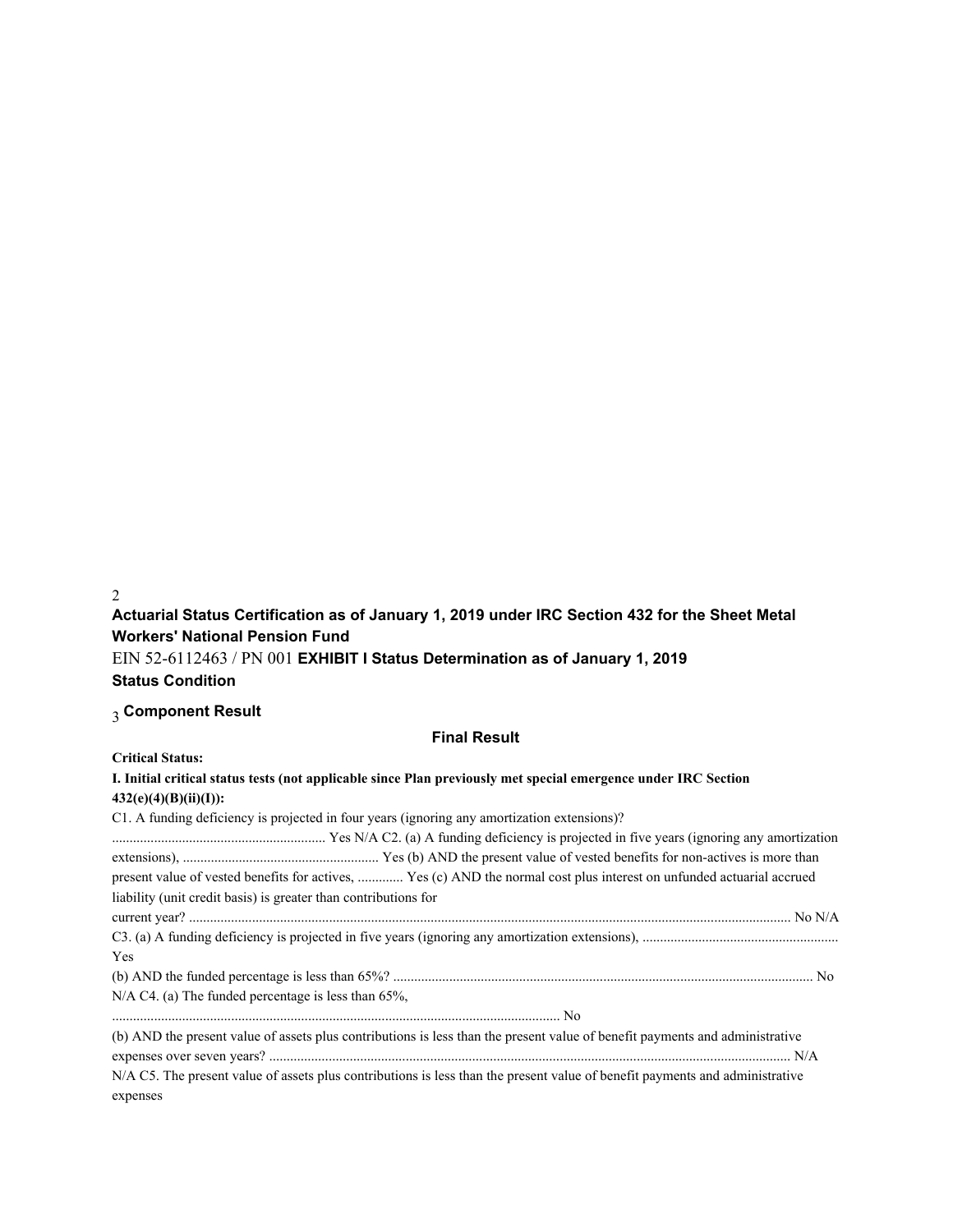## Actuarial Status Certification as of January 1, 2019 under IRC Section 432 for the Sheet Metal Workers' National Pension Fund

EIN 52-6112463 / PN 001 **EXHIBIT I Status Determination as of January 1, 2019**

**Status Condition**

**Component Result**

**Final Result**

**Critical Status:**

**I. Initial critical status tests (not applicable since Plan previously met special emergence under IRC Section 432(e)(4)(B)(ii)(I)):**

C1. A funding deficiency is projected in four years (ignoring any amortization extensions)? ............................................................ Yes N/A

C2. (a) A funding deficiency is projected in five years (ignoring any amortization extensions), ........................................................ Yes

(b) AND the present value of vested benefits for non-actives is more than present value of vested benefits for actives, ............. Yes

(c) AND the normal cost plus interest on unfunded actuarial accrued liability (unit credit basis) is greater than contributions for current year? ........................................................................................................................................................ No N/A

C3. (a) A funding deficiency is projected in five years (ignoring any amortization extensions), ........................................................ Yes

(b) AND the funded percentage is less than 65%? ...................................................................................................................... No N/A

C4. (a) The funded percentage is less than 65%, ................................................................................................................ No

(b) AND the present value of assets plus contributions is less than the present value of benefit payments and administrative expenses over seven years? ................................................................................................................................................... N/A N/A

C5. The present value of assets plus contributions is less than the present value of benefit payments and administrative expenses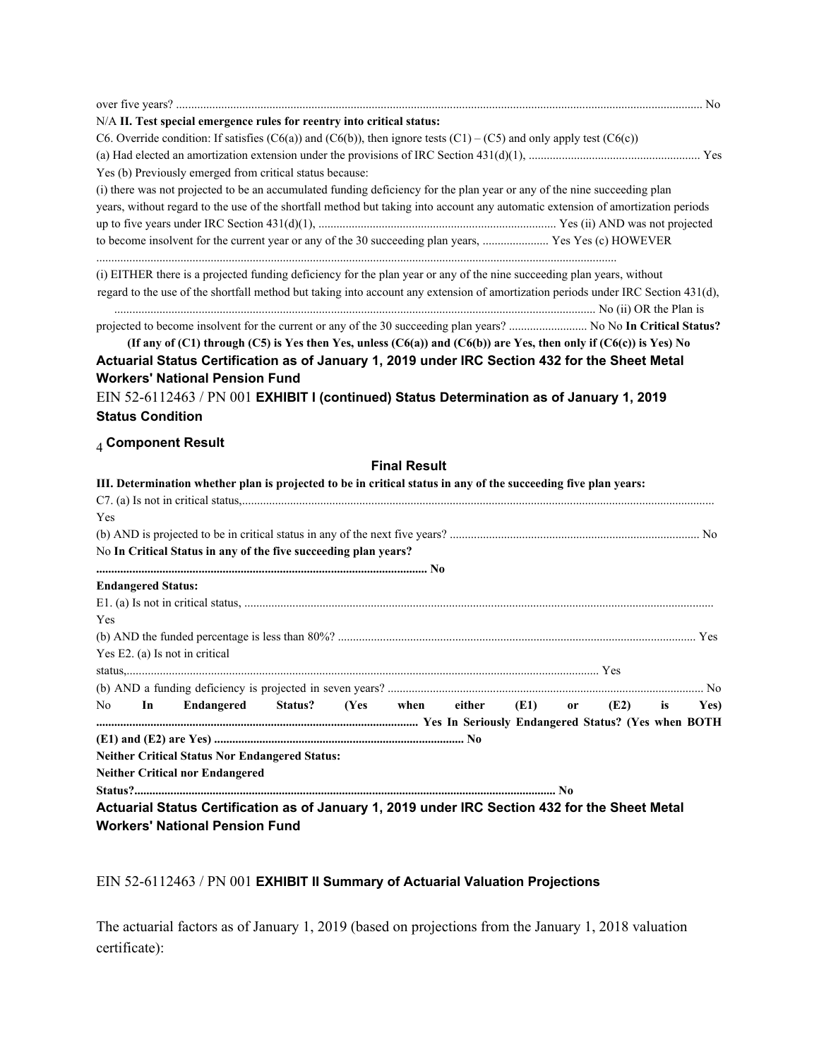over five years? ............................................................................................................................................................................ No

N/A **II. Test special emergence rules for reentry into critical status:**

C6. Override condition: If satisfies (C6(a)) and (C6(b)), then ignore tests (C1) – (C5) and only apply test (C6(c))

(a) Had elected an amortization extension under the provisions of IRC Section 431(d)(1), ........................................................ Yes

Yes (b) Previously emerged from critical status because:

(i) there was not projected to be an accumulated funding deficiency for the plan year or any of the nine succeeding plan years, without regard to the use of the shortfall method but taking into account any automatic extension of amortization periods up to five years under IRC Section 431(d)(1), .............................................................................. Yes (ii) AND was not projected to become insolvent for the current year or any of the 30 succeeding plan years, ...................... Yes Yes (c) HOWEVER ..........................................................................................................................................................

(i) EITHER there is a projected funding deficiency for the plan year or any of the nine succeeding plan years, without regard to the use of the shortfall method but taking into account any extension of amortization periods under IRC Section 431(d), ............................................................................................................................................................ No (ii) OR the Plan is projected to become insolvent for the current or any of the 30 succeeding plan years? .......................... No No **In Critical Status? (If any of (C1) through (C5) is Yes then Yes, unless (C6(a)) and (C6(b)) are Yes, then only if (C6(c)) is Yes) No**

**Actuarial Status Certification as of January 1, 2019 under IRC Section 432 for the Sheet Metal Workers' National Pension Fund**

EIN 52-6112463 / PN 001 **EXHIBIT I (continued) Status Determination as of January 1, 2019**

**Status Condition**

4 **Component Result**

**Final Result**

**III. Determination whether plan is projected to be in critical status in any of the succeeding five plan years:**

C7. (a) Is not in critical status,...........................................................................................................................................................

Yes

(b) AND is projected to be in critical status in any of the next five years? .................................................................................. No

No **In Critical Status in any of the five succeeding plan years? .............................................................................................................. No**

**Endangered Status:**

E1. (a) Is not in critical status, ..........................................................................................................................................................

Yes

(b) AND the funded percentage is less than 80%? ..................................................................................................................... Yes

Yes E2. (a) Is not in critical status,............................................................................................................................................. Yes

(b) AND a funding deficiency is projected in seven years? ........................................................................................................ No

No **In Endangered Status? (Yes when either (E1) or (E2) is Yes) ............................................................................................................ Yes In Seriously Endangered Status? (Yes when BOTH (E1) and (E2) are Yes) .................................................................................. No**

**Neither Critical Status Nor Endangered Status:**

**Neither Critical nor Endangered Status?.......................................................................................................................................... No**

**Actuarial Status Certification as of January 1, 2019 under IRC Section 432 for the Sheet Metal Workers' National Pension Fund**

EIN 52-6112463 / PN 001 **EXHIBIT II Summary of Actuarial Valuation Projections**

The actuarial factors as of January 1, 2019 (based on projections from the January 1, 2018 valuation certificate):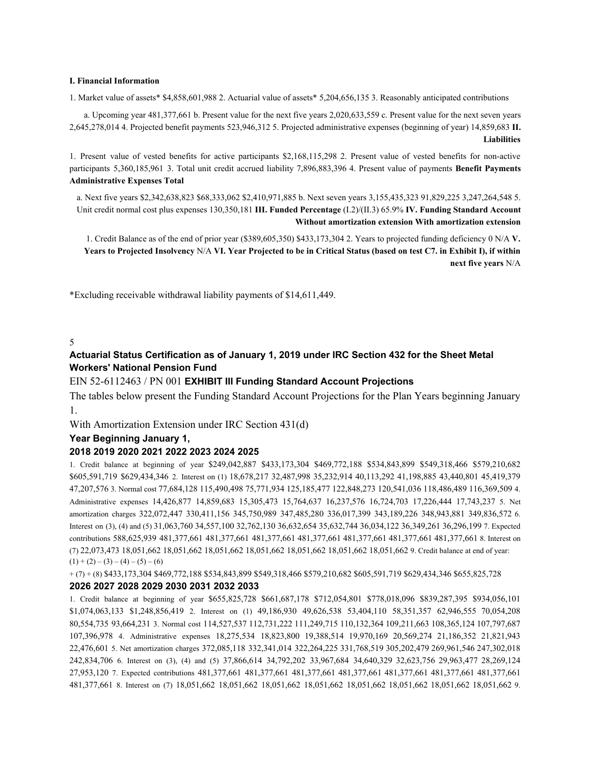**I. Financial Information**

1. Market value of assets* $4,858,601,988
2. Actuarial value of assets* 5,204,656,135
3. Reasonably anticipated contributions
   a. Upcoming year 481,377,661
   b. Present value for the next five years 2,020,633,559
   c. Present value for the next seven years 2,645,278,014
4. Projected benefit payments 523,946,312
5. Projected administrative expenses (beginning of year) 14,859,683

**II. Liabilities**

1. Present value of vested benefits for active participants $2,168,115,298
2. Present value of vested benefits for non-active participants 5,360,185,961
3. Total unit credit accrued liability 7,896,883,396
4. Present value of payments

| | **Benefit Payments** | **Administrative Expenses** | **Total** |
|---|---|---|---|
| a. Next five years | $2,342,638,823 | $68,333,062 | $2,410,971,885 |
| b. Next seven years | 3,155,435,323 | 91,829,225 | 3,247,264,548 |

5. Unit credit normal cost plus expenses 130,350,181

**III. Funded Percentage** (I.2)/(II.3) 65.9%

**IV. Funding Standard Account**

| | **Without amortization extension** | **With amortization extension** |
|---|---|---|
| 1. Credit Balance as of the end of prior year | ($389,605,350) | $433,173,304 |
| 2. Years to projected funding deficiency | 0 | N/A |

**V. Years to Projected Insolvency** N/A

**VI. Year Projected to be in Critical Status (based on test C7. in Exhibit I), if within next five years** N/A

*Excluding receivable withdrawal liability payments of $14,611,449.

## Actuarial Status Certification as of January 1, 2019 under IRC Section 432 for the Sheet Metal Workers' National Pension Fund

EIN 52-6112463 / PN 001 **EXHIBIT III Funding Standard Account Projections**

The tables below present the Funding Standard Account Projections for the Plan Years beginning January 1.

With Amortization Extension under IRC Section 431(d)

| **Year Beginning January 1,** | **2018** | **2019** | **2020** | **2021** | **2022** | **2023** | **2024** | **2025** |
|---|---|---|---|---|---|---|---|---|
| 1. Credit balance at beginning of year | $249,042,887 | $433,173,304 | $469,772,188 | $534,843,899 | $549,318,466 | $579,210,682 | $605,591,719 | $629,434,346 |
| 2. Interest on (1) | 18,678,217 | 32,487,998 | 35,232,914 | 40,113,292 | 41,198,885 | 43,440,801 | 45,419,379 | 47,207,576 |
| 3. Normal cost | 77,684,128 | 115,490,498 | 75,771,934 | 125,185,477 | 122,848,273 | 120,541,036 | 118,486,489 | 116,369,509 |
| 4. Administrative expenses | 14,426,877 | 14,859,683 | 15,305,473 | 15,764,637 | 16,237,576 | 16,724,703 | 17,226,444 | 17,743,237 |
| 5. Net amortization charges | 322,072,447 | 330,411,156 | 345,750,989 | 347,485,280 | 336,017,399 | 343,189,226 | 348,943,881 | 349,836,572 |
| 6. Interest on (3), (4) and (5) | 31,063,760 | 34,557,100 | 32,762,130 | 36,632,654 | 35,632,744 | 36,034,122 | 36,349,261 | 36,296,199 |
| 7. Expected contributions | 588,625,939 | 481,377,661 | 481,377,661 | 481,377,661 | 481,377,661 | 481,377,661 | 481,377,661 | 481,377,661 |
| 8. Interest on (7) | 22,073,473 | 18,051,662 | 18,051,662 | 18,051,662 | 18,051,662 | 18,051,662 | 18,051,662 | 18,051,662 |
| 9. Credit balance at end of year: (1) + (2) – (3) – (4) – (5) – (6) + (7) + (8) | $433,173,304 | $469,772,188 | $534,843,899 | $549,318,466 | $579,210,682 | $605,591,719 | $629,434,346 | $655,825,728 |

| | **2026** | **2027** | **2028** | **2029** | **2030** | **2031** | **2032** | **2033** |
|---|---|---|---|---|---|---|---|---|
| 1. Credit balance at beginning of year | $655,825,728 | $661,687,178 | $712,054,801 | $778,018,096 | $839,287,395 | $934,056,101 | $1,074,063,133 | $1,248,856,419 |
| 2. Interest on (1) | 49,186,930 | 49,626,538 | 53,404,110 | 58,351,357 | 62,946,555 | 70,054,208 | 80,554,735 | 93,664,231 |
| 3. Normal cost | 114,527,537 | 112,731,222 | 111,249,715 | 110,132,364 | 109,211,663 | 108,365,124 | 107,797,687 | 107,396,978 |
| 4. Administrative expenses | 18,275,534 | 18,823,800 | 19,388,514 | 19,970,169 | 20,569,274 | 21,186,352 | 21,821,943 | 22,476,601 |
| 5. Net amortization charges | 372,085,118 | 332,341,014 | 322,264,225 | 331,768,519 | 305,202,479 | 269,961,546 | 247,302,018 | 242,834,706 |
| 6. Interest on (3), (4) and (5) | 37,866,614 | 34,792,202 | 33,967,684 | 34,640,329 | 32,623,756 | 29,963,477 | 28,269,124 | 27,953,120 |
| 7. Expected contributions | 481,377,661 | 481,377,661 | 481,377,661 | 481,377,661 | 481,377,661 | 481,377,661 | 481,377,661 | 481,377,661 |
| 8. Interest on (7) | 18,051,662 | 18,051,662 | 18,051,662 | 18,051,662 | 18,051,662 | 18,051,662 | 18,051,662 | 18,051,662 |

9.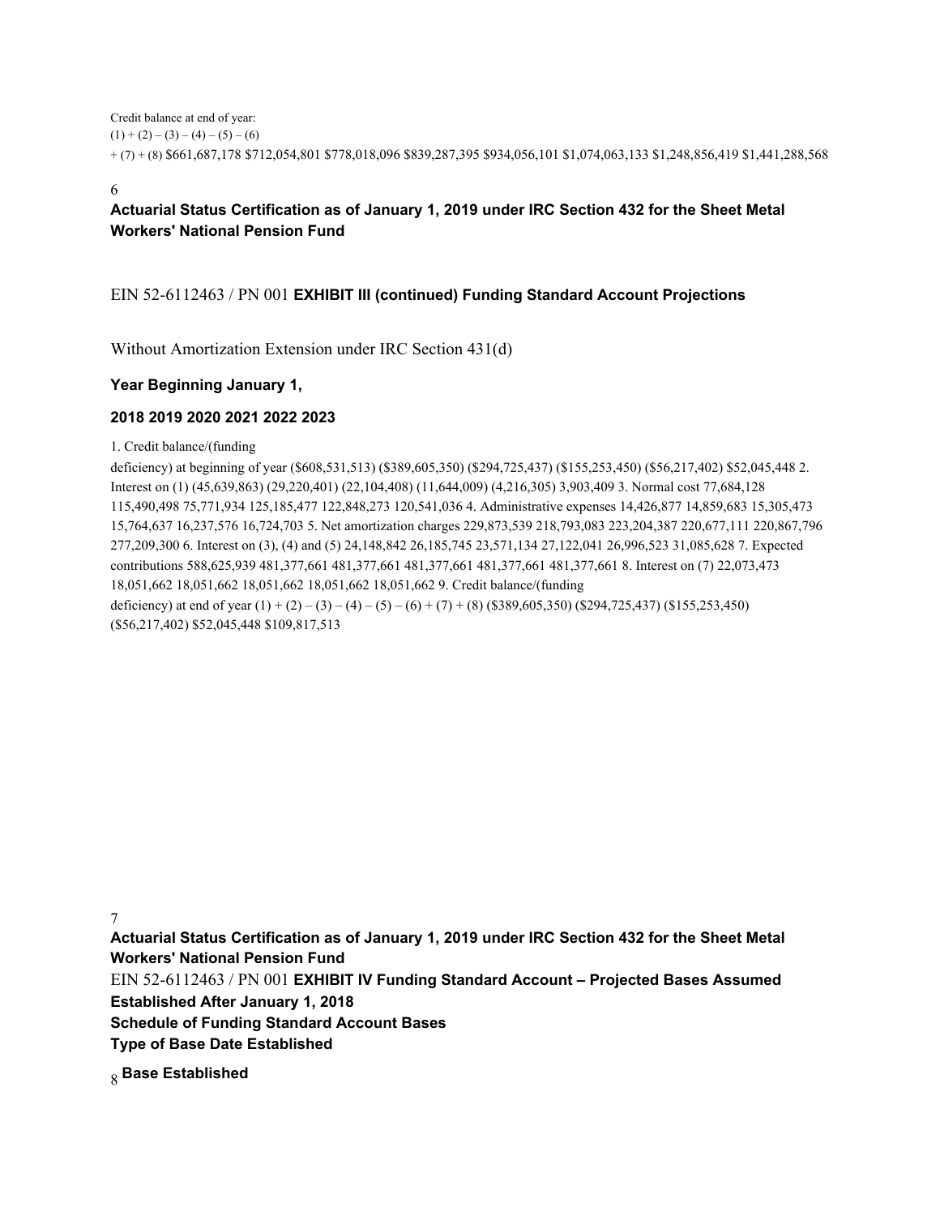Credit balance at end of year:
(1) + (2) – (3) – (4) – (5) – (6)
+ (7) + (8) $661,687,178 $712,054,801 $778,018,096 $839,287,395 $934,056,101 $1,074,063,133 $1,248,856,419 $1,441,288,568

## Actuarial Status Certification as of January 1, 2019 under IRC Section 432 for the Sheet Metal Workers' National Pension Fund

EIN 52-6112463 / PN 001 **EXHIBIT III (continued) Funding Standard Account Projections**

Without Amortization Extension under IRC Section 431(d)

| | Year Beginning January 1, | | | | | |
|---|---|---|---|---|---|---|
| | **2018** | **2019** | **2020** | **2021** | **2022** | **2023** |
| 1. Credit balance/(funding deficiency) at beginning of year | ($608,531,513) | ($389,605,350) | ($294,725,437) | ($155,253,450) | ($56,217,402) | $52,045,448 |
| 2. Interest on (1) | (45,639,863) | (29,220,401) | (22,104,408) | (11,644,009) | (4,216,305) | 3,903,409 |
| 3. Normal cost | 77,684,128 | 115,490,498 | 75,771,934 | 125,185,477 | 122,848,273 | 120,541,036 |
| 4. Administrative expenses | 14,426,877 | 14,859,683 | 15,305,473 | 15,764,637 | 16,237,576 | 16,724,703 |
| 5. Net amortization charges | 229,873,539 | 218,793,083 | 223,204,387 | 220,677,111 | 220,867,796 | 277,209,300 |
| 6. Interest on (3), (4) and (5) | 24,148,842 | 26,185,745 | 23,571,134 | 27,122,041 | 26,996,523 | 31,085,628 |
| 7. Expected contributions | 588,625,939 | 481,377,661 | 481,377,661 | 481,377,661 | 481,377,661 | 481,377,661 |
| 8. Interest on (7) | 22,073,473 | 18,051,662 | 18,051,662 | 18,051,662 | 18,051,662 | 18,051,662 |
| 9. Credit balance/(funding deficiency) at end of year (1) + (2) – (3) – (4) – (5) – (6) + (7) + (8) | ($389,605,350) | ($294,725,437) | ($155,253,450) | ($56,217,402) | $52,045,448 | $109,817,513 |

## Actuarial Status Certification as of January 1, 2019 under IRC Section 432 for the Sheet Metal Workers' National Pension Fund

EIN 52-6112463 / PN 001 **EXHIBIT IV Funding Standard Account – Projected Bases Assumed Established After January 1, 2018**

**Schedule of Funding Standard Account Bases**

**Type of Base Date Established**

**Base Established**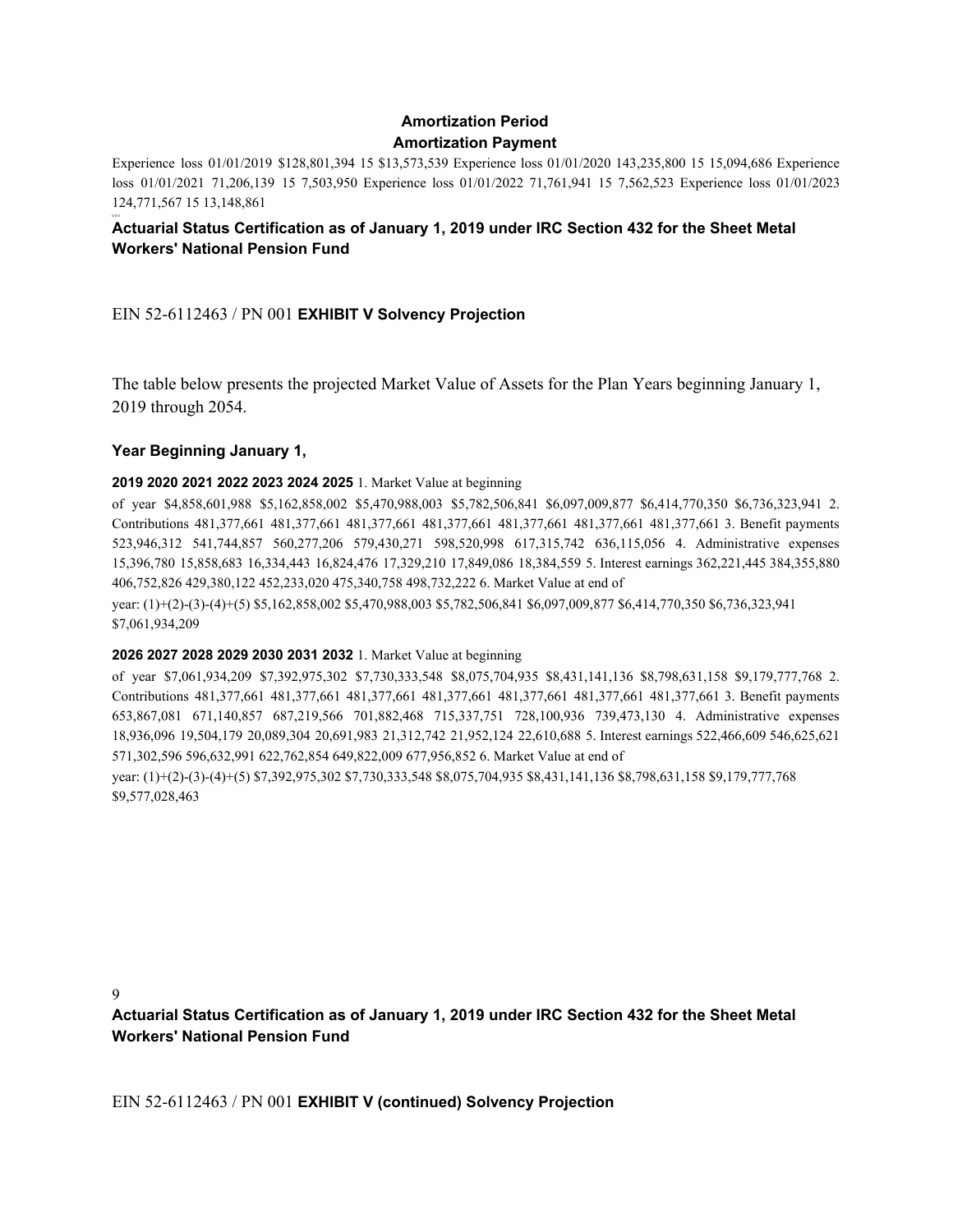| | Amortization Period | Amortization Payment |
|---|---|---|
| Experience loss 01/01/2019 $128,801,394 | 15 | $13,573,539 |
| Experience loss 01/01/2020 143,235,800 | 15 | 15,094,686 |
| Experience loss 01/01/2021 71,206,139 | 15 | 7,503,950 |
| Experience loss 01/01/2022 71,761,941 | 15 | 7,562,523 |
| Experience loss 01/01/2023 124,771,567 | 15 | 13,148,861 |

**Actuarial Status Certification as of January 1, 2019 under IRC Section 432 for the Sheet Metal Workers' National Pension Fund**

EIN 52-6112463 / PN 001 **EXHIBIT V Solvency Projection**

The table below presents the projected Market Value of Assets for the Plan Years beginning January 1, 2019 through 2054.

**Year Beginning January 1,**

| | 2019 | 2020 | 2021 | 2022 | 2023 | 2024 | 2025 |
|---|---|---|---|---|---|---|---|
| 1. Market Value at beginning of year | $4,858,601,988 | $5,162,858,002 | $5,470,988,003 | $5,782,506,841 | $6,097,009,877 | $6,414,770,350 | $6,736,323,941 |
| 2. Contributions | 481,377,661 | 481,377,661 | 481,377,661 | 481,377,661 | 481,377,661 | 481,377,661 | 481,377,661 |
| 3. Benefit payments | 523,946,312 | 541,744,857 | 560,277,206 | 579,430,271 | 598,520,998 | 617,315,742 | 636,115,056 |
| 4. Administrative expenses | 15,396,780 | 15,858,683 | 16,334,443 | 16,824,476 | 17,329,210 | 17,849,086 | 18,384,559 |
| 5. Interest earnings | 362,221,445 | 384,355,880 | 406,752,826 | 429,380,122 | 452,233,020 | 475,340,758 | 498,732,222 |
| 6. Market Value at end of year: (1)+(2)-(3)-(4)+(5) | $5,162,858,002 | $5,470,988,003 | $5,782,506,841 | $6,097,009,877 | $6,414,770,350 | $6,736,323,941 | $7,061,934,209 |

| | 2026 | 2027 | 2028 | 2029 | 2030 | 2031 | 2032 |
|---|---|---|---|---|---|---|---|
| 1. Market Value at beginning of year | $7,061,934,209 | $7,392,975,302 | $7,730,333,548 | $8,075,704,935 | $8,431,141,136 | $8,798,631,158 | $9,179,777,768 |
| 2. Contributions | 481,377,661 | 481,377,661 | 481,377,661 | 481,377,661 | 481,377,661 | 481,377,661 | 481,377,661 |
| 3. Benefit payments | 653,867,081 | 671,140,857 | 687,219,566 | 701,882,468 | 715,337,751 | 728,100,936 | 739,473,130 |
| 4. Administrative expenses | 18,936,096 | 19,504,179 | 20,089,304 | 20,691,983 | 21,312,742 | 21,952,124 | 22,610,688 |
| 5. Interest earnings | 522,466,609 | 546,625,621 | 571,302,596 | 596,632,991 | 622,762,854 | 649,822,009 | 677,956,852 |
| 6. Market Value at end of year: (1)+(2)-(3)-(4)+(5) | $7,392,975,302 | $7,730,333,548 | $8,075,704,935 | $8,431,141,136 | $8,798,631,158 | $9,179,777,768 | $9,577,028,463 |

**Actuarial Status Certification as of January 1, 2019 under IRC Section 432 for the Sheet Metal Workers' National Pension Fund**

EIN 52-6112463 / PN 001 **EXHIBIT V (continued) Solvency Projection**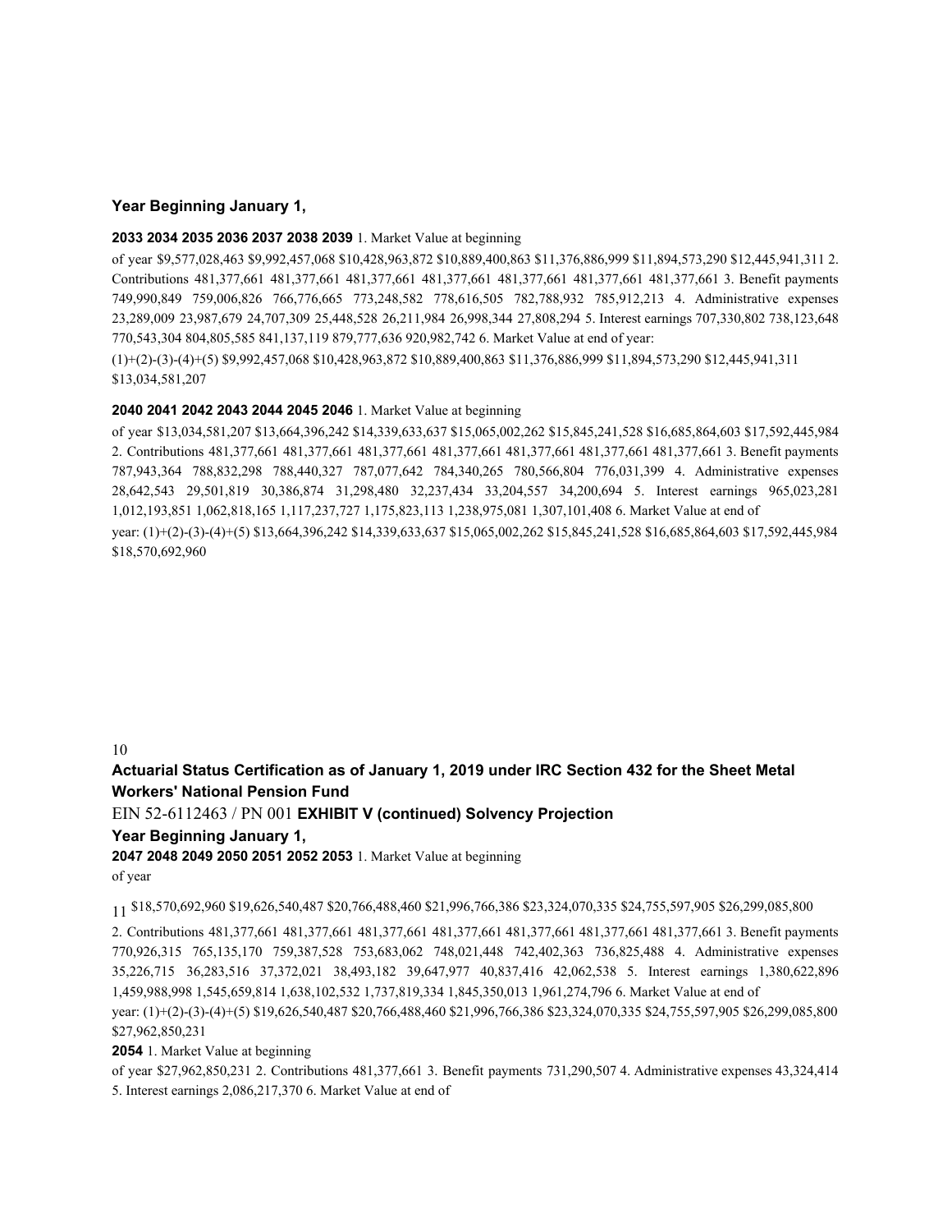### Year Beginning January 1,

| | 2033 | 2034 | 2035 | 2036 | 2037 | 2038 | 2039 |
|---|---|---|---|---|---|---|---|
| 1. Market Value at beginning of year | $9,577,028,463 | $9,992,457,068 | $10,428,963,872 | $10,889,400,863 | $11,376,886,999 | $11,894,573,290 | $12,445,941,311 |
| 2. Contributions | 481,377,661 | 481,377,661 | 481,377,661 | 481,377,661 | 481,377,661 | 481,377,661 | 481,377,661 |
| 3. Benefit payments | 749,990,849 | 759,006,826 | 766,776,665 | 773,248,582 | 778,616,505 | 782,788,932 | 785,912,213 |
| 4. Administrative expenses | 23,289,009 | 23,987,679 | 24,707,309 | 25,448,528 | 26,211,984 | 26,998,344 | 27,808,294 |
| 5. Interest earnings | 707,330,802 | 738,123,648 | 770,543,304 | 804,805,585 | 841,137,119 | 879,777,636 | 920,982,742 |
| 6. Market Value at end of year: (1)+(2)-(3)-(4)+(5) | $9,992,457,068 | $10,428,963,872 | $10,889,400,863 | $11,376,886,999 | $11,894,573,290 | $12,445,941,311 | $13,034,581,207 |

| | 2040 | 2041 | 2042 | 2043 | 2044 | 2045 | 2046 |
|---|---|---|---|---|---|---|---|
| 1. Market Value at beginning of year | $13,034,581,207 | $13,664,396,242 | $14,339,633,637 | $15,065,002,262 | $15,845,241,528 | $16,685,864,603 | $17,592,445,984 |
| 2. Contributions | 481,377,661 | 481,377,661 | 481,377,661 | 481,377,661 | 481,377,661 | 481,377,661 | 481,377,661 |
| 3. Benefit payments | 787,943,364 | 788,832,298 | 788,440,327 | 787,077,642 | 784,340,265 | 780,566,804 | 776,031,399 |
| 4. Administrative expenses | 28,642,543 | 29,501,819 | 30,386,874 | 31,298,480 | 32,237,434 | 33,204,557 | 34,200,694 |
| 5. Interest earnings | 965,023,281 | 1,012,193,851 | 1,062,818,165 | 1,117,237,727 | 1,175,823,113 | 1,238,975,081 | 1,307,101,408 |
| 6. Market Value at end of year: (1)+(2)-(3)-(4)+(5) | $13,664,396,242 | $14,339,633,637 | $15,065,002,262 | $15,845,241,528 | $16,685,864,603 | $17,592,445,984 | $18,570,692,960 |

## Actuarial Status Certification as of January 1, 2019 under IRC Section 432 for the Sheet Metal Workers' National Pension Fund

EIN 52-6112463 / PN 001 **EXHIBIT V (continued) Solvency Projection**

### Year Beginning January 1,

| | 2047 | 2048 | 2049 | 2050 | 2051 | 2052 | 2053 |
|---|---|---|---|---|---|---|---|
| 1. Market Value at beginning of year | $18,570,692,960 | $19,626,540,487 | $20,766,488,460 | $21,996,766,386 | $23,324,070,335 | $24,755,597,905 | $26,299,085,800 |
| 2. Contributions | 481,377,661 | 481,377,661 | 481,377,661 | 481,377,661 | 481,377,661 | 481,377,661 | 481,377,661 |
| 3. Benefit payments | 770,926,315 | 765,135,170 | 759,387,528 | 753,683,062 | 748,021,448 | 742,402,363 | 736,825,488 |
| 4. Administrative expenses | 35,226,715 | 36,283,516 | 37,372,021 | 38,493,182 | 39,647,977 | 40,837,416 | 42,062,538 |
| 5. Interest earnings | 1,380,622,896 | 1,459,988,998 | 1,545,659,814 | 1,638,102,532 | 1,737,819,334 | 1,845,350,013 | 1,961,274,796 |
| 6. Market Value at end of year: (1)+(2)-(3)-(4)+(5) | $19,626,540,487 | $20,766,488,460 | $21,996,766,386 | $23,324,070,335 | $24,755,597,905 | $26,299,085,800 | $27,962,850,231 |

| | 2054 |
|---|---|
| 1. Market Value at beginning of year | $27,962,850,231 |
| 2. Contributions | 481,377,661 |
| 3. Benefit payments | 731,290,507 |
| 4. Administrative expenses | 43,324,414 |
| 5. Interest earnings | 2,086,217,370 |
| 6. Market Value at end of | |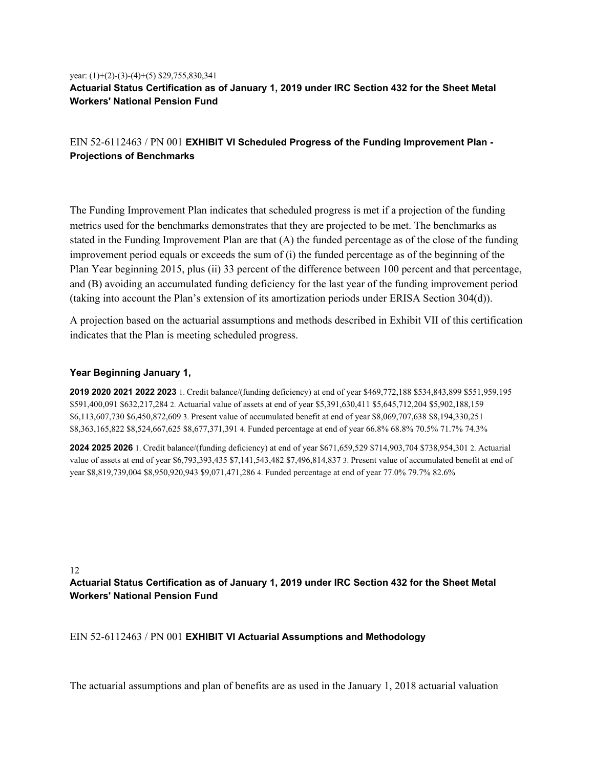year: (1)+(2)-(3)-(4)+(5) $29,755,830,341

EIN 52-6112463 / PN 001 **EXHIBIT VI Scheduled Progress of the Funding Improvement Plan - Projections of Benchmarks**

The Funding Improvement Plan indicates that scheduled progress is met if a projection of the funding metrics used for the benchmarks demonstrates that they are projected to be met. The benchmarks as stated in the Funding Improvement Plan are that (A) the funded percentage as of the close of the funding improvement period equals or exceeds the sum of (i) the funded percentage as of the beginning of the Plan Year beginning 2015, plus (ii) 33 percent of the difference between 100 percent and that percentage, and (B) avoiding an accumulated funding deficiency for the last year of the funding improvement period (taking into account the Plan's extension of its amortization periods under ERISA Section 304(d)).

A projection based on the actuarial assumptions and methods described in Exhibit VII of this certification indicates that the Plan is meeting scheduled progress.

**Year Beginning January 1,**

| | 2019 | 2020 | 2021 | 2022 | 2023 |
|---|---|---|---|---|---|
| 1. Credit balance/(funding deficiency) at end of year | $469,772,188 | $534,843,899 | $551,959,195 | $591,400,091 | $632,217,284 |
| 2. Actuarial value of assets at end of year | $5,391,630,411 | $5,645,712,204 | $5,902,188,159 | $6,113,607,730 | $6,450,872,609 |
| 3. Present value of accumulated benefit at end of year | $8,069,707,638 | $8,194,330,251 | $8,363,165,822 | $8,524,667,625 | $8,677,371,391 |
| 4. Funded percentage at end of year | 66.8% | 68.8% | 70.5% | 71.7% | 74.3% |

| | 2024 | 2025 | 2026 |
|---|---|---|---|
| 1. Credit balance/(funding deficiency) at end of year | $671,659,529 | $714,903,704 | $738,954,301 |
| 2. Actuarial value of assets at end of year | $6,793,393,435 | $7,141,543,482 | $7,496,814,837 |
| 3. Present value of accumulated benefit at end of year | $8,819,739,004 | $8,950,920,943 | $9,071,471,286 |
| 4. Funded percentage at end of year | 77.0% | 79.7% | 82.6% |

EIN 52-6112463 / PN 001 **EXHIBIT VI Actuarial Assumptions and Methodology**

The actuarial assumptions and plan of benefits are as used in the January 1, 2018 actuarial valuation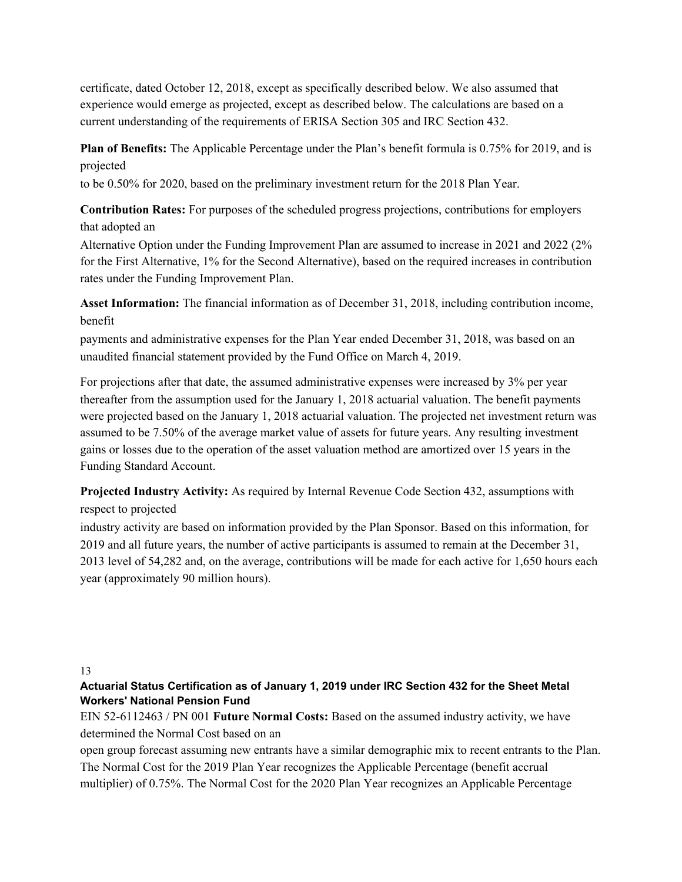certificate, dated October 12, 2018, except as specifically described below. We also assumed that experience would emerge as projected, except as described below. The calculations are based on a current understanding of the requirements of ERISA Section 305 and IRC Section 432.

**Plan of Benefits:** The Applicable Percentage under the Plan's benefit formula is 0.75% for 2019, and is projected to be 0.50% for 2020, based on the preliminary investment return for the 2018 Plan Year.

**Contribution Rates:** For purposes of the scheduled progress projections, contributions for employers that adopted an Alternative Option under the Funding Improvement Plan are assumed to increase in 2021 and 2022 (2% for the First Alternative, 1% for the Second Alternative), based on the required increases in contribution rates under the Funding Improvement Plan.

**Asset Information:** The financial information as of December 31, 2018, including contribution income, benefit payments and administrative expenses for the Plan Year ended December 31, 2018, was based on an unaudited financial statement provided by the Fund Office on March 4, 2019.

For projections after that date, the assumed administrative expenses were increased by 3% per year thereafter from the assumption used for the January 1, 2018 actuarial valuation. The benefit payments were projected based on the January 1, 2018 actuarial valuation. The projected net investment return was assumed to be 7.50% of the average market value of assets for future years. Any resulting investment gains or losses due to the operation of the asset valuation method are amortized over 15 years in the Funding Standard Account.

**Projected Industry Activity:** As required by Internal Revenue Code Section 432, assumptions with respect to projected industry activity are based on information provided by the Plan Sponsor. Based on this information, for 2019 and all future years, the number of active participants is assumed to remain at the December 31, 2013 level of 54,282 and, on the average, contributions will be made for each active for 1,650 hours each year (approximately 90 million hours).

**Future Normal Costs:** Based on the assumed industry activity, we have determined the Normal Cost based on an open group forecast assuming new entrants have a similar demographic mix to recent entrants to the Plan. The Normal Cost for the 2019 Plan Year recognizes the Applicable Percentage (benefit accrual multiplier) of 0.75%. The Normal Cost for the 2020 Plan Year recognizes an Applicable Percentage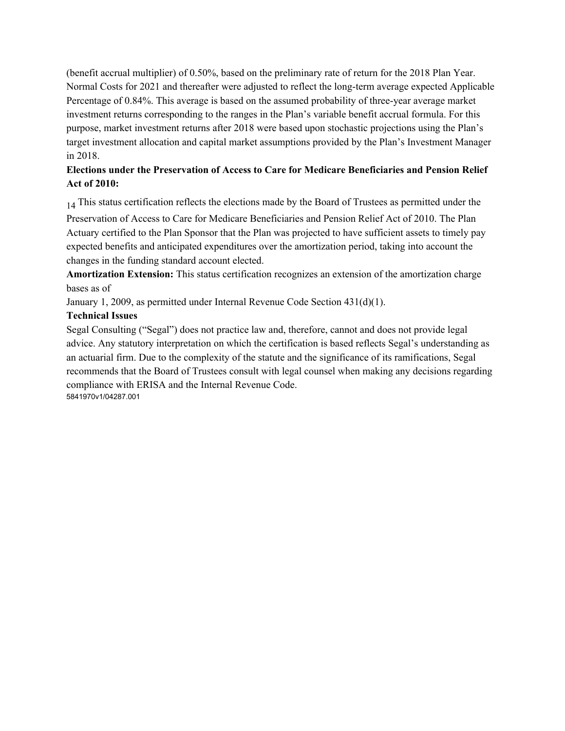(benefit accrual multiplier) of 0.50%, based on the preliminary rate of return for the 2018 Plan Year. Normal Costs for 2021 and thereafter were adjusted to reflect the long-term average expected Applicable Percentage of 0.84%. This average is based on the assumed probability of three-year average market investment returns corresponding to the ranges in the Plan's variable benefit accrual formula. For this purpose, market investment returns after 2018 were based upon stochastic projections using the Plan's target investment allocation and capital market assumptions provided by the Plan's Investment Manager in 2018.

**Elections under the Preservation of Access to Care for Medicare Beneficiaries and Pension Relief Act of 2010:**

14 This status certification reflects the elections made by the Board of Trustees as permitted under the Preservation of Access to Care for Medicare Beneficiaries and Pension Relief Act of 2010. The Plan Actuary certified to the Plan Sponsor that the Plan was projected to have sufficient assets to timely pay expected benefits and anticipated expenditures over the amortization period, taking into account the changes in the funding standard account elected.

**Amortization Extension:** This status certification recognizes an extension of the amortization charge bases as of January 1, 2009, as permitted under Internal Revenue Code Section 431(d)(1).

**Technical Issues**

Segal Consulting ("Segal") does not practice law and, therefore, cannot and does not provide legal advice. Any statutory interpretation on which the certification is based reflects Segal's understanding as an actuarial firm. Due to the complexity of the statute and the significance of its ramifications, Segal recommends that the Board of Trustees consult with legal counsel when making any decisions regarding compliance with ERISA and the Internal Revenue Code.

5841970v1/04287.001